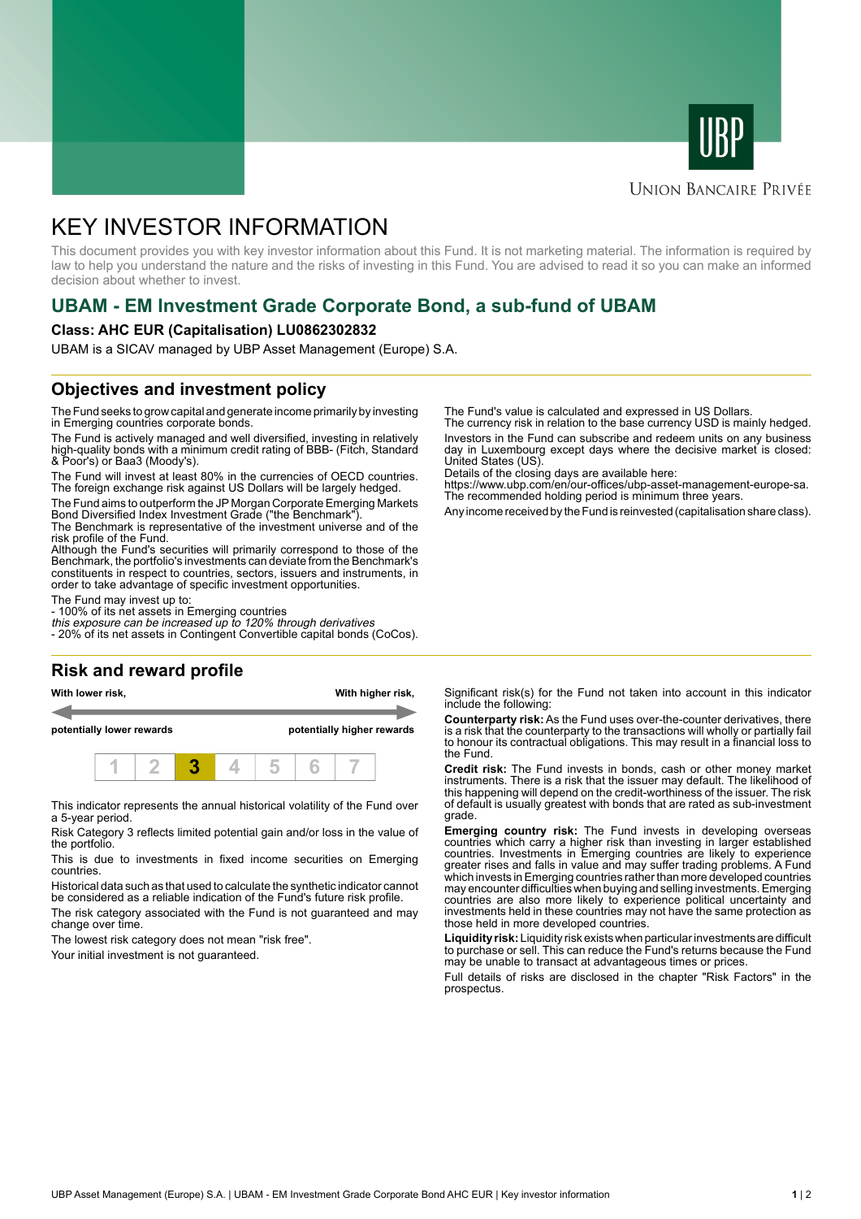UBP

UNION BANCAIRE PRIVÉE

# KEY INVESTOR INFORMATION

This document provides you with key investor information about this Fund. It is not marketing material. The information is required by law to help you understand the nature and the risks of investing in this Fund. You are advised to read it so you can make an informed decision about whether to invest.

## UBAM - EM Investment Grade Corporate Bond, a sub-fund of UBAM

**Class: AHC EUR (Capitalisation) LU0862302832**

UBAM is a SICAV managed by UBP Asset Management (Europe) S.A.

### Objectives and investment policy

The Fund seeks to grow capital and generate income primarily by investing in Emerging countries corporate bonds.

The Fund is actively managed and well diversified, investing in relatively high-quality bonds with a minimum credit rating of BBB- (Fitch, Standard & Poor's) or Baa3 (Moody's).

The Fund will invest at least 80% in the currencies of OECD countries. The foreign exchange risk against US Dollars will be largely hedged.

The Fund aims to outperform the JP Morgan Corporate Emerging Markets Bond Diversified Index Investment Grade ("the Benchmark").
The Benchmark is representative of the investment universe and of the risk profile of the Fund.
Although the Fund's securities will primarily correspond to those of the Benchmark, the portfolio's investments can deviate from the Benchmark's constituents in respect to countries, sectors, issuers and instruments, in order to take advantage of specific investment opportunities.

The Fund may invest up to:
- 100% of its net assets in Emerging countries
*this exposure can be increased up to 120% through derivatives*
- 20% of its net assets in Contingent Convertible capital bonds (CoCos).

The Fund's value is calculated and expressed in US Dollars.
The currency risk in relation to the base currency USD is mainly hedged.

Investors in the Fund can subscribe and redeem units on any business day in Luxembourg except days where the decisive market is closed: United States (US).
Details of the closing days are available here:
https://www.ubp.com/en/our-offices/ubp-asset-management-europe-sa.
The recommended holding period is minimum three years.

Any income received by the Fund is reinvested (capitalisation share class).

### Risk and reward profile

**With lower risk,** **potentially lower rewards** — **With higher risk,** **potentially higher rewards**

| 1 | 2 | **3** | 4 | 5 | 6 | 7 |
|---|---|---|---|---|---|---|

This indicator represents the annual historical volatility of the Fund over a 5-year period.

Risk Category 3 reflects limited potential gain and/or loss in the value of the portfolio.

This is due to investments in fixed income securities on Emerging countries.

Historical data such as that used to calculate the synthetic indicator cannot be considered as a reliable indication of the Fund's future risk profile.

The risk category associated with the Fund is not guaranteed and may change over time.

The lowest risk category does not mean "risk free".

Your initial investment is not guaranteed.

Significant risk(s) for the Fund not taken into account in this indicator include the following:

**Counterparty risk:** As the Fund uses over-the-counter derivatives, there is a risk that the counterparty to the transactions will wholly or partially fail to honour its contractual obligations. This may result in a financial loss to the Fund.

**Credit risk:** The Fund invests in bonds, cash or other money market instruments. There is a risk that the issuer may default. The likelihood of this happening will depend on the credit-worthiness of the issuer. The risk of default is usually greatest with bonds that are rated as sub-investment grade.

**Emerging country risk:** The Fund invests in developing overseas countries which carry a higher risk than investing in larger established countries. Investments in Emerging countries are likely to experience greater rises and falls in value and may suffer trading problems. A Fund which invests in Emerging countries rather than more developed countries may encounter difficulties when buying and selling investments. Emerging countries are also more likely to experience political uncertainty and investments held in these countries may not have the same protection as those held in more developed countries.

**Liquidity risk:** Liquidity risk exists when particular investments are difficult to purchase or sell. This can reduce the Fund's returns because the Fund may be unable to transact at advantageous times or prices.

Full details of risks are disclosed in the chapter "Risk Factors" in the prospectus.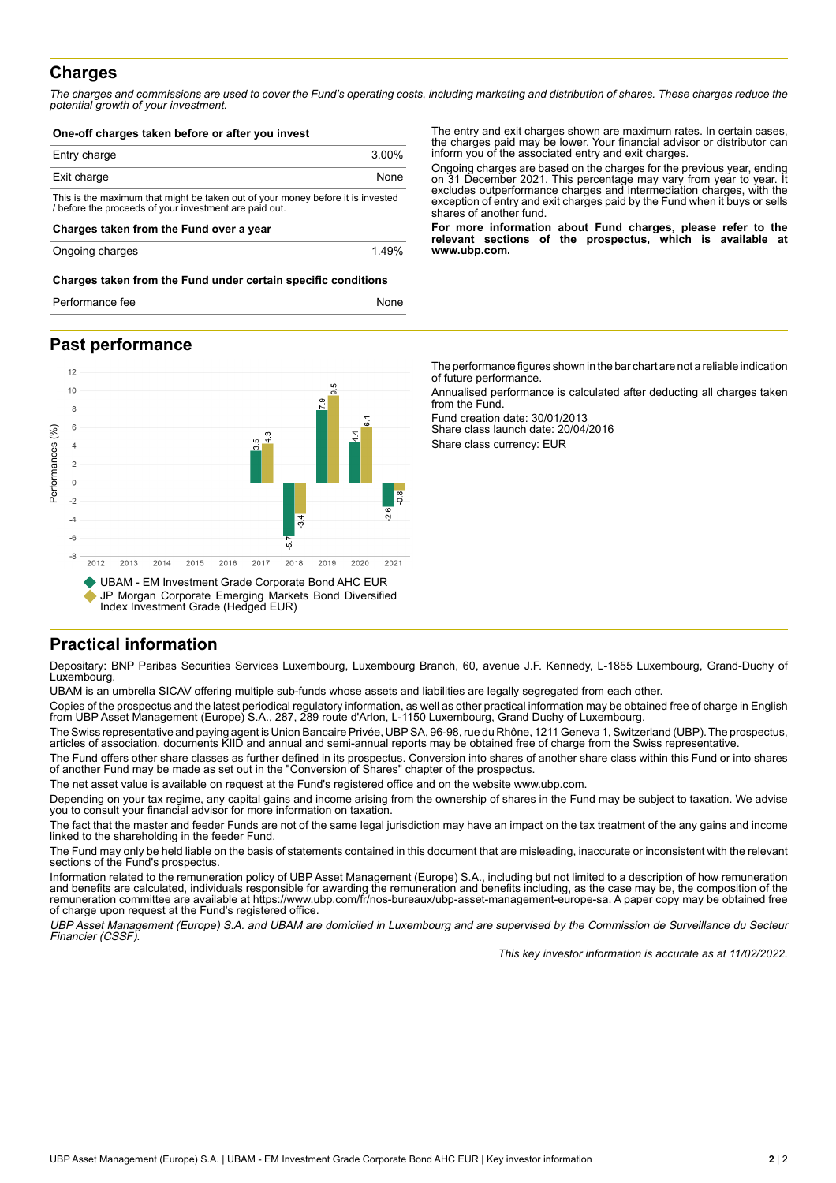## Charges

*The charges and commissions are used to cover the Fund's operating costs, including marketing and distribution of shares. These charges reduce the potential growth of your investment.*

| One-off charges taken before or after you invest | |
|---|---|
| Entry charge | 3.00% |
| Exit charge | None |

This is the maximum that might be taken out of your money before it is invested / before the proceeds of your investment are paid out.

| Charges taken from the Fund over a year | |
|---|---|
| Ongoing charges | 1.49% |

| Charges taken from the Fund under certain specific conditions | |
|---|---|
| Performance fee | None |

The entry and exit charges shown are maximum rates. In certain cases, the charges paid may be lower. Your financial advisor or distributor can inform you of the associated entry and exit charges.

Ongoing charges are based on the charges for the previous year, ending on 31 December 2021. This percentage may vary from year to year. It excludes outperformance charges and intermediation charges, with the exception of entry and exit charges paid by the Fund when it buys or sells shares of another fund.

**For more information about Fund charges, please refer to the relevant sections of the prospectus, which is available at www.ubp.com.**

## Past performance

Performances (%)

12
10
8
6
4
2
0
-2
-4
-6
-8

2012 2013 2014 2015 2016 2017 2018 2019 2020 2021

3.5 4.3
-5.7 -3.4
7.9 9.5
4.4 6.1
-2.6 -0.8

UBAM - EM Investment Grade Corporate Bond AHC EUR
JP Morgan Corporate Emerging Markets Bond Diversified Index Investment Grade (Hedged EUR)

The performance figures shown in the bar chart are not a reliable indication of future performance.

Annualised performance is calculated after deducting all charges taken from the Fund.

Fund creation date: 30/01/2013
Share class launch date: 20/04/2016
Share class currency: EUR

## Practical information

Depositary: BNP Paribas Securities Services Luxembourg, Luxembourg Branch, 60, avenue J.F. Kennedy, L-1855 Luxembourg, Grand-Duchy of Luxembourg.

UBAM is an umbrella SICAV offering multiple sub-funds whose assets and liabilities are legally segregated from each other.

Copies of the prospectus and the latest periodical regulatory information, as well as other practical information may be obtained free of charge in English from UBP Asset Management (Europe) S.A., 287, 289 route d'Arlon, L-1150 Luxembourg, Grand Duchy of Luxembourg.

The Swiss representative and paying agent is Union Bancaire Privée, UBP SA, 96-98, rue du Rhône, 1211 Geneva 1, Switzerland (UBP). The prospectus, articles of association, documents KIID and annual and semi-annual reports may be obtained free of charge from the Swiss representative.

The Fund offers other share classes as further defined in its prospectus. Conversion into shares of another share class within this Fund or into shares of another Fund may be made as set out in the "Conversion of Shares" chapter of the prospectus.

The net asset value is available on request at the Fund's registered office and on the website www.ubp.com.

Depending on your tax regime, any capital gains and income arising from the ownership of shares in the Fund may be subject to taxation. We advise you to consult your financial advisor for more information on taxation.

The fact that the master and feeder Funds are not of the same legal jurisdiction may have an impact on the tax treatment of the any gains and income linked to the shareholding in the feeder Fund.

The Fund may only be held liable on the basis of statements contained in this document that are misleading, inaccurate or inconsistent with the relevant sections of the Fund's prospectus.

Information related to the remuneration policy of UBP Asset Management (Europe) S.A., including but not limited to a description of how remuneration and benefits are calculated, individuals responsible for awarding the remuneration and benefits including, as the case may be, the composition of the remuneration committee are available at https://www.ubp.com/fr/nos-bureaux/ubp-asset-management-europe-sa. A paper copy may be obtained free of charge upon request at the Fund's registered office.

*UBP Asset Management (Europe) S.A. and UBAM are domiciled in Luxembourg and are supervised by the Commission de Surveillance du Secteur Financier (CSSF).*

*This key investor information is accurate as at 11/02/2022.*